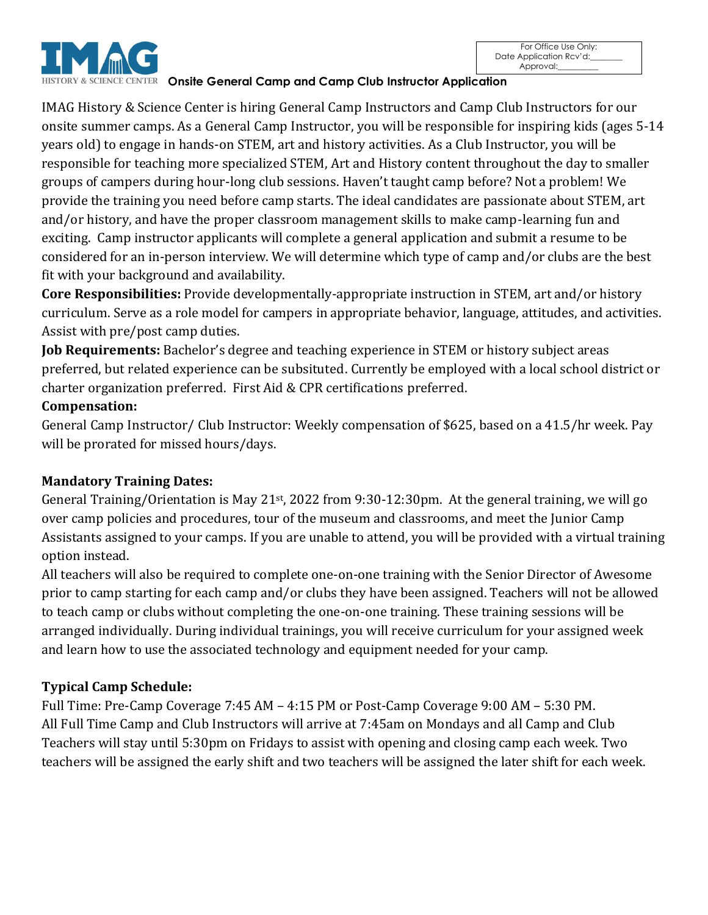IMAG HISTORY & SCIENCE CENTER

For Office Use Only:
Date Application Rcv'd:________
Approval:__________

# Onsite General Camp and Camp Club Instructor Application

IMAG History & Science Center is hiring General Camp Instructors and Camp Club Instructors for our onsite summer camps. As a General Camp Instructor, you will be responsible for inspiring kids (ages 5-14 years old) to engage in hands-on STEM, art and history activities. As a Club Instructor, you will be responsible for teaching more specialized STEM, Art and History content throughout the day to smaller groups of campers during hour-long club sessions. Haven't taught camp before? Not a problem! We provide the training you need before camp starts. The ideal candidates are passionate about STEM, art and/or history, and have the proper classroom management skills to make camp-learning fun and exciting. Camp instructor applicants will complete a general application and submit a resume to be considered for an in-person interview. We will determine which type of camp and/or clubs are the best fit with your background and availability.

**Core Responsibilities:** Provide developmentally-appropriate instruction in STEM, art and/or history curriculum. Serve as a role model for campers in appropriate behavior, language, attitudes, and activities. Assist with pre/post camp duties.

**Job Requirements:** Bachelor's degree and teaching experience in STEM or history subject areas preferred, but related experience can be subsituted. Currently be employed with a local school district or charter organization preferred. First Aid & CPR certifications preferred.

**Compensation:**

General Camp Instructor/ Club Instructor: Weekly compensation of $625, based on a 41.5/hr week. Pay will be prorated for missed hours/days.

**Mandatory Training Dates:**

General Training/Orientation is May 21st, 2022 from 9:30-12:30pm. At the general training, we will go over camp policies and procedures, tour of the museum and classrooms, and meet the Junior Camp Assistants assigned to your camps. If you are unable to attend, you will be provided with a virtual training option instead.

All teachers will also be required to complete one-on-one training with the Senior Director of Awesome prior to camp starting for each camp and/or clubs they have been assigned. Teachers will not be allowed to teach camp or clubs without completing the one-on-one training. These training sessions will be arranged individually. During individual trainings, you will receive curriculum for your assigned week and learn how to use the associated technology and equipment needed for your camp.

**Typical Camp Schedule:**

Full Time: Pre-Camp Coverage 7:45 AM – 4:15 PM or Post-Camp Coverage 9:00 AM – 5:30 PM.
All Full Time Camp and Club Instructors will arrive at 7:45am on Mondays and all Camp and Club Teachers will stay until 5:30pm on Fridays to assist with opening and closing camp each week. Two teachers will be assigned the early shift and two teachers will be assigned the later shift for each week.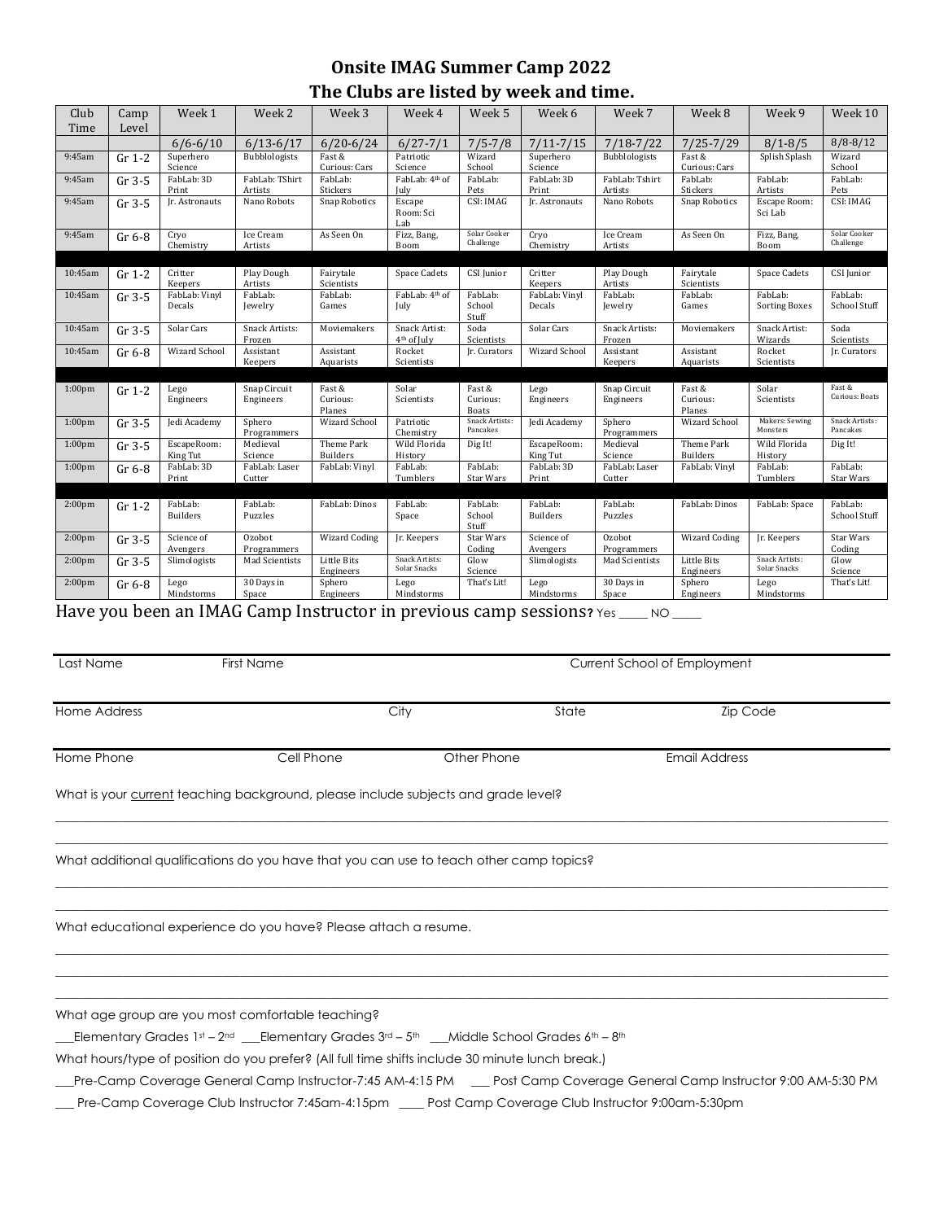# Onsite IMAG Summer Camp 2022

## The Clubs are listed by week and time.

| Club Time | Camp Level | Week 1 | Week 2 | Week 3 | Week 4 | Week 5 | Week 6 | Week 7 | Week 8 | Week 9 | Week 10 |
|---|---|---|---|---|---|---|---|---|---|---|---|
| | | 6/6-6/10 | 6/13-6/17 | 6/20-6/24 | 6/27-7/1 | 7/5-7/8 | 7/11-7/15 | 7/18-7/22 | 7/25-7/29 | 8/1-8/5 | 8/8-8/12 |
| 9:45am | Gr 1-2 | Superhero Science | Bubblologists | Fast & Curious: Cars | Patriotic Science | Wizard School | Superhero Science | Bubblologists | Fast & Curious: Cars | Splish Splash | Wizard School |
| 9:45am | Gr 3-5 | FabLab: 3D Print | FabLab: TShirt Artists | FabLab: Stickers | FabLab: 4th of July | FabLab: Pets | FabLab: 3D Print | FabLab: Tshirt Artists | FabLab: Stickers | FabLab: Artists | FabLab: Pets |
| 9:45am | Gr 3-5 | Jr. Astronauts | Nano Robots | Snap Robotics | Escape Room: Sci Lab | CSI: IMAG | Jr. Astronauts | Nano Robots | Snap Robotics | Escape Room: Sci Lab | CSI: IMAG |
| 9:45am | Gr 6-8 | Cryo Chemistry | Ice Cream Artists | As Seen On | Fizz, Bang, Boom | Solar Cooker Challenge | Cryo Chemistry | Ice Cream Artists | As Seen On | Fizz, Bang, Boom | Solar Cooker Challenge |
| 10:45am | Gr 1-2 | Critter Keepers | Play Dough Artists | Fairytale Scientists | Space Cadets | CSI Junior | Critter Keepers | Play Dough Artists | Fairytale Scientists | Space Cadets | CSI Junior |
| 10:45am | Gr 3-5 | FabLab: Vinyl Decals | FabLab: Jewelry | FabLab: Games | FabLab: 4th of July | FabLab: School Stuff | FabLab: Vinyl Decals | FabLab: Jewelry | FabLab: Games | FabLab: Sorting Boxes | FabLab: School Stuff |
| 10:45am | Gr 3-5 | Solar Cars | Snack Artists: Frozen | Moviemakers | Snack Artist: 4th of July | Soda Scientists | Solar Cars | Snack Artists: Frozen | Moviemakers | Snack Artist: Wizards | Soda Scientists |
| 10:45am | Gr 6-8 | Wizard School | Assistant Keepers | Assistant Aquarists | Rocket Scientists | Jr. Curators | Wizard School | Assistant Keepers | Assistant Aquarists | Rocket Scientists | Jr. Curators |
| 1:00pm | Gr 1-2 | Lego Engineers | Snap Circuit Engineers | Fast & Curious: Planes | Solar Scientists | Fast & Curious: Boats | Lego Engineers | Snap Circuit Engineers | Fast & Curious: Planes | Solar Scientists | Fast & Curious: Boats |
| 1:00pm | Gr 3-5 | Jedi Academy | Sphero Programmers | Wizard School | Patriotic Chemistry | Snack Artists: Pancakes | Jedi Academy | Sphero Programmers | Wizard School | Makers: Sewing Monsters | Snack Artists: Pancakes |
| 1:00pm | Gr 3-5 | EscapeRoom: King Tut | Medieval Science | Theme Park Builders | Wild Florida History | Dig It! | EscapeRoom: King Tut | Medieval Science | Theme Park Builders | Wild Florida History | Dig It! |
| 1:00pm | Gr 6-8 | FabLab: 3D Print | FabLab: Laser Cutter | FabLab: Vinyl | FabLab: Tumblers | FabLab: Star Wars | FabLab: 3D Print | FabLab: Laser Cutter | FabLab: Vinyl | FabLab: Tumblers | FabLab: Star Wars |
| 2:00pm | Gr 1-2 | FabLab: Builders | FabLab: Puzzles | FabLab: Dinos | FabLab: Space | FabLab: School Stuff | FabLab: Builders | FabLab: Puzzles | FabLab: Dinos | FabLab: Space | FabLab: School Stuff |
| 2:00pm | Gr 3-5 | Science of Avengers | Ozobot Programmers | Wizard Coding | Jr. Keepers | Star Wars Coding | Science of Avengers | Ozobot Programmers | Wizard Coding | Jr. Keepers | Star Wars Coding |
| 2:00pm | Gr 3-5 | Slimologists | Mad Scientists | Little Bits Engineers | Snack Artists: Solar Snacks | Glow Science | Slimologists | Mad Scientists | Little Bits Engineers | Snack Artists: Solar Snacks | Glow Science |
| 2:00pm | Gr 6-8 | Lego Mindstorms | 30 Days in Space | Sphero Engineers | Lego Mindstorms | That's Lit! | Lego Mindstorms | 30 Days in Space | Sphero Engineers | Lego Mindstorms | That's Lit! |

Have you been an IMAG Camp Instructor in previous camp sessions? Yes _____ NO _____

Last Name | First Name | Current School of Employment

Home Address | City | State | Zip Code

Home Phone | Cell Phone | Other Phone | Email Address

What is your current teaching background, please include subjects and grade level?

______________________________________________________________________

______________________________________________________________________

What additional qualifications do you have that you can use to teach other camp topics?

______________________________________________________________________

______________________________________________________________________

What educational experience do you have? Please attach a resume.

______________________________________________________________________

______________________________________________________________________

______________________________________________________________________

What age group are you most comfortable teaching?

___Elementary Grades 1st – 2nd ___Elementary Grades 3rd – 5th ___Middle School Grades 6th – 8th

What hours/type of position do you prefer? (All full time shifts include 30 minute lunch break.)

___Pre-Camp Coverage General Camp Instructor-7:45 AM-4:15 PM ___ Post Camp Coverage General Camp Instructor 9:00 AM-5:30 PM

___ Pre-Camp Coverage Club Instructor 7:45am-4:15pm ____ Post Camp Coverage Club Instructor 9:00am-5:30pm